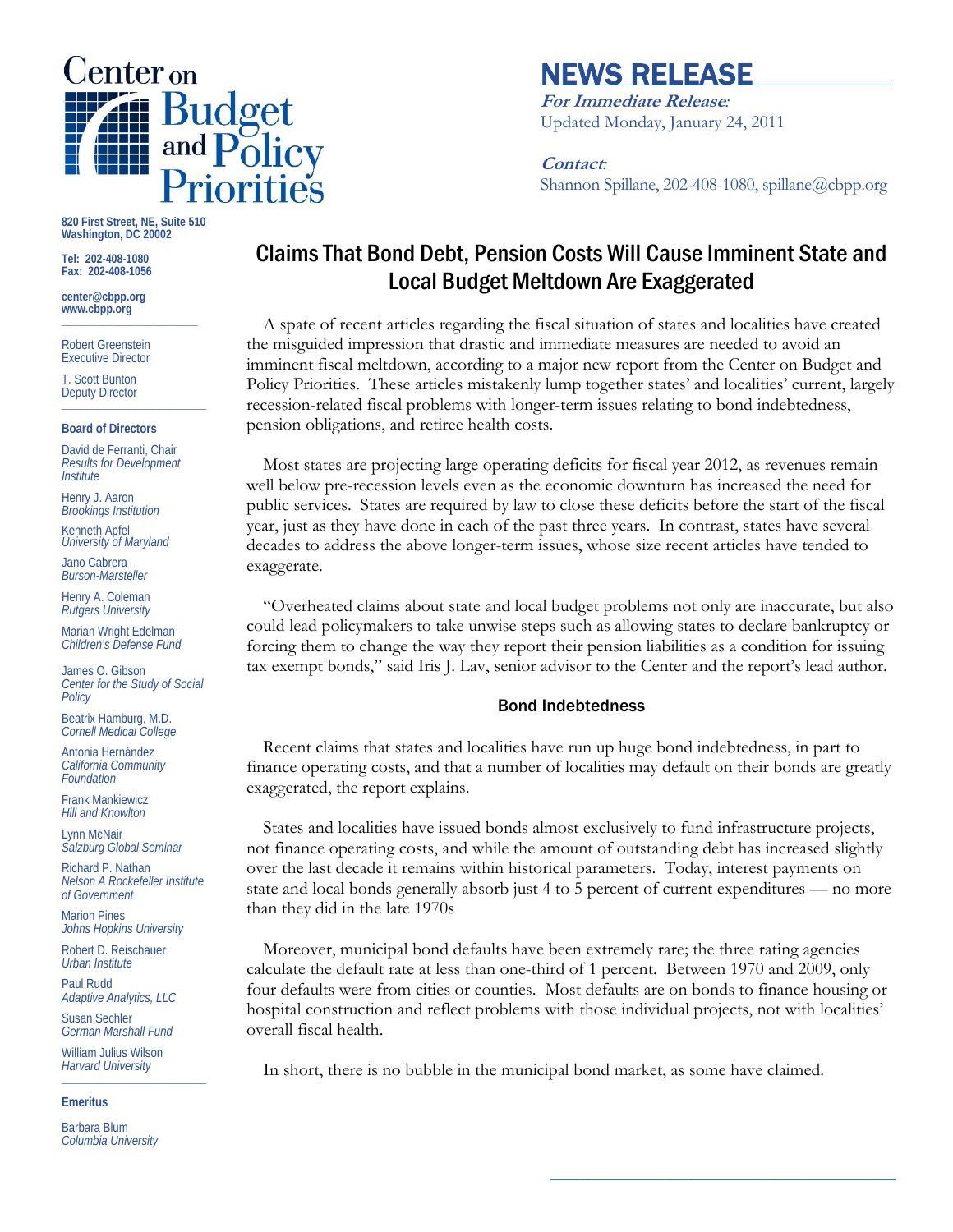# Center on Budget and Policy Priorities

820 First Street, NE, Suite 510
Washington, DC 20002

Tel: 202-408-1080
Fax: 202-408-1056

center@cbpp.org
www.cbpp.org

Robert Greenstein
Executive Director

T. Scott Bunton
Deputy Director

**Board of Directors**

David de Ferranti, Chair
*Results for Development Institute*

Henry J. Aaron
*Brookings Institution*

Kenneth Apfel
*University of Maryland*

Jano Cabrera
*Burson-Marsteller*

Henry A. Coleman
*Rutgers University*

Marian Wright Edelman
*Children's Defense Fund*

James O. Gibson
*Center for the Study of Social Policy*

Beatrix Hamburg, M.D.
*Cornell Medical College*

Antonia Hernández
*California Community Foundation*

Frank Mankiewicz
*Hill and Knowlton*

Lynn McNair
*Salzburg Global Seminar*

Richard P. Nathan
*Nelson A Rockefeller Institute of Government*

Marion Pines
*Johns Hopkins University*

Robert D. Reischauer
*Urban Institute*

Paul Rudd
*Adaptive Analytics, LLC*

Susan Sechler
*German Marshall Fund*

William Julius Wilson
*Harvard University*

**Emeritus**

Barbara Blum
*Columbia University*

# NEWS RELEASE

***For Immediate Release*:**
Updated Monday, January 24, 2011

***Contact*:**
Shannon Spillane, 202-408-1080, spillane@cbpp.org

## Claims That Bond Debt, Pension Costs Will Cause Imminent State and Local Budget Meltdown Are Exaggerated

A spate of recent articles regarding the fiscal situation of states and localities have created the misguided impression that drastic and immediate measures are needed to avoid an imminent fiscal meltdown, according to a major new report from the Center on Budget and Policy Priorities. These articles mistakenly lump together states' and localities' current, largely recession-related fiscal problems with longer-term issues relating to bond indebtedness, pension obligations, and retiree health costs.

Most states are projecting large operating deficits for fiscal year 2012, as revenues remain well below pre-recession levels even as the economic downturn has increased the need for public services. States are required by law to close these deficits before the start of the fiscal year, just as they have done in each of the past three years. In contrast, states have several decades to address the above longer-term issues, whose size recent articles have tended to exaggerate.

"Overheated claims about state and local budget problems not only are inaccurate, but also could lead policymakers to take unwise steps such as allowing states to declare bankruptcy or forcing them to change the way they report their pension liabilities as a condition for issuing tax exempt bonds," said Iris J. Lav, senior advisor to the Center and the report's lead author.

### Bond Indebtedness

Recent claims that states and localities have run up huge bond indebtedness, in part to finance operating costs, and that a number of localities may default on their bonds are greatly exaggerated, the report explains.

States and localities have issued bonds almost exclusively to fund infrastructure projects, not finance operating costs, and while the amount of outstanding debt has increased slightly over the last decade it remains within historical parameters. Today, interest payments on state and local bonds generally absorb just 4 to 5 percent of current expenditures — no more than they did in the late 1970s

Moreover, municipal bond defaults have been extremely rare; the three rating agencies calculate the default rate at less than one-third of 1 percent. Between 1970 and 2009, only four defaults were from cities or counties. Most defaults are on bonds to finance housing or hospital construction and reflect problems with those individual projects, not with localities' overall fiscal health.

In short, there is no bubble in the municipal bond market, as some have claimed.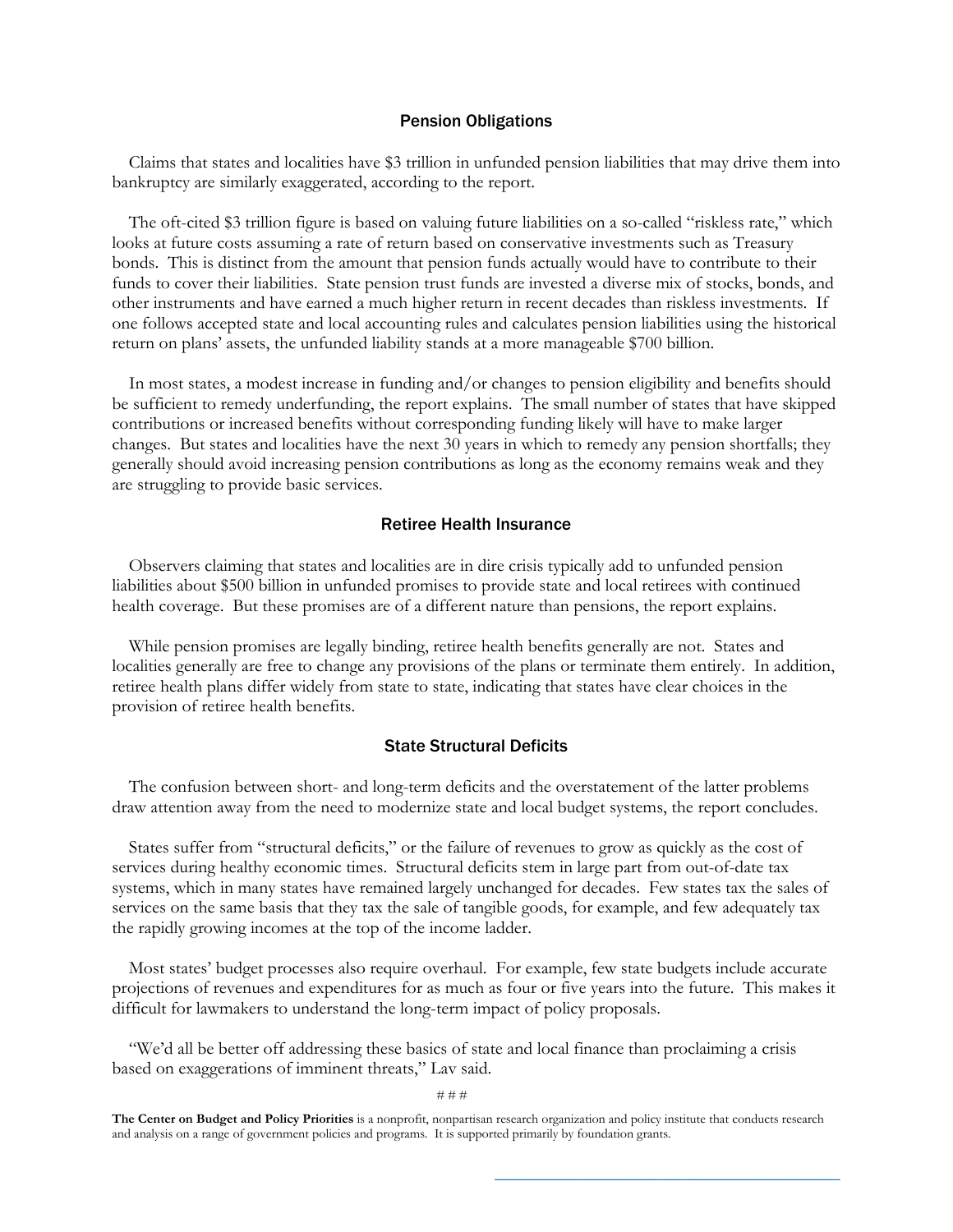## Pension Obligations

Claims that states and localities have $3 trillion in unfunded pension liabilities that may drive them into bankruptcy are similarly exaggerated, according to the report.

The oft-cited $3 trillion figure is based on valuing future liabilities on a so-called "riskless rate," which looks at future costs assuming a rate of return based on conservative investments such as Treasury bonds. This is distinct from the amount that pension funds actually would have to contribute to their funds to cover their liabilities. State pension trust funds are invested a diverse mix of stocks, bonds, and other instruments and have earned a much higher return in recent decades than riskless investments. If one follows accepted state and local accounting rules and calculates pension liabilities using the historical return on plans' assets, the unfunded liability stands at a more manageable $700 billion.

In most states, a modest increase in funding and/or changes to pension eligibility and benefits should be sufficient to remedy underfunding, the report explains. The small number of states that have skipped contributions or increased benefits without corresponding funding likely will have to make larger changes. But states and localities have the next 30 years in which to remedy any pension shortfalls; they generally should avoid increasing pension contributions as long as the economy remains weak and they are struggling to provide basic services.

## Retiree Health Insurance

Observers claiming that states and localities are in dire crisis typically add to unfunded pension liabilities about $500 billion in unfunded promises to provide state and local retirees with continued health coverage. But these promises are of a different nature than pensions, the report explains.

While pension promises are legally binding, retiree health benefits generally are not. States and localities generally are free to change any provisions of the plans or terminate them entirely. In addition, retiree health plans differ widely from state to state, indicating that states have clear choices in the provision of retiree health benefits.

## State Structural Deficits

The confusion between short- and long-term deficits and the overstatement of the latter problems draw attention away from the need to modernize state and local budget systems, the report concludes.

States suffer from "structural deficits," or the failure of revenues to grow as quickly as the cost of services during healthy economic times. Structural deficits stem in large part from out-of-date tax systems, which in many states have remained largely unchanged for decades. Few states tax the sales of services on the same basis that they tax the sale of tangible goods, for example, and few adequately tax the rapidly growing incomes at the top of the income ladder.

Most states' budget processes also require overhaul. For example, few state budgets include accurate projections of revenues and expenditures for as much as four or five years into the future. This makes it difficult for lawmakers to understand the long-term impact of policy proposals.

"We'd all be better off addressing these basics of state and local finance than proclaiming a crisis based on exaggerations of imminent threats," Lav said.

# # #

**The Center on Budget and Policy Priorities** is a nonprofit, nonpartisan research organization and policy institute that conducts research and analysis on a range of government policies and programs. It is supported primarily by foundation grants.